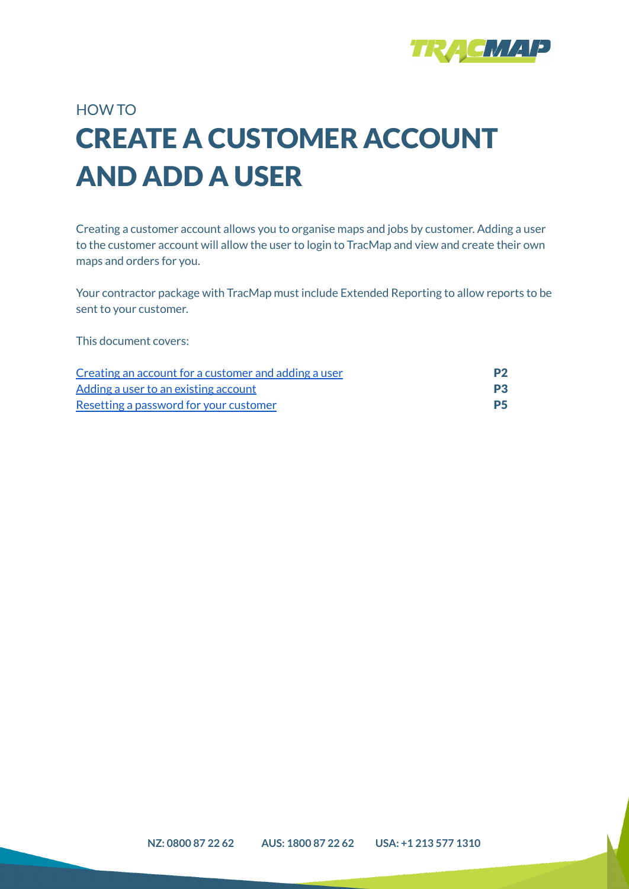HOW TO

# CREATE A CUSTOMER ACCOUNT AND ADD A USER

Creating a customer account allows you to organise maps and jobs by customer. Adding a user to the customer account will allow the user to login to TracMap and view and create their own maps and orders for you.

Your contractor package with TracMap must include Extended Reporting to allow reports to be sent to your customer.

This document covers:

| | |
|---|---|
| Creating an account for a customer and adding a user | **P2** |
| Adding a user to an existing account | **P3** |
| Resetting a password for your customer | **P5** |

**NZ: 0800 87 22 62** **AUS: 1800 87 22 62** **USA: +1 213 577 1310**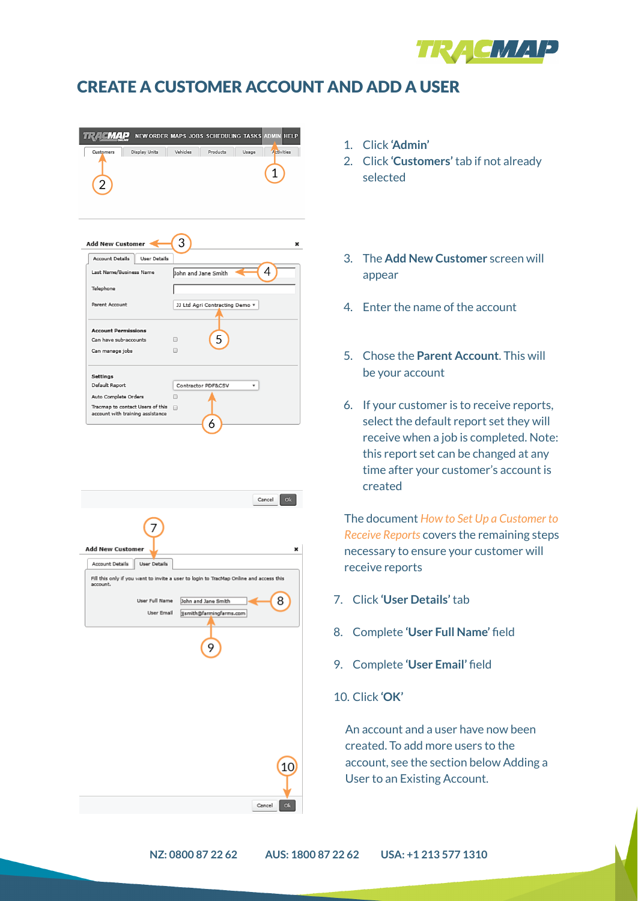# CREATE A CUSTOMER ACCOUNT AND ADD A USER

1. Click **'Admin'**
2. Click **'Customers'** tab if not already selected
3. The **Add New Customer** screen will appear
4. Enter the name of the account
5. Chose the **Parent Account**. This will be your account
6. If your customer is to receive reports, select the default report set they will receive when a job is completed. Note: this report set can be changed at any time after your customer's account is created

The document *How to Set Up a Customer to Receive Reports* covers the remaining steps necessary to ensure your customer will receive reports

7. Click **'User Details'** tab
8. Complete **'User Full Name'** field
9. Complete **'User Email'** field
10. Click **'OK'**

An account and a user have now been created. To add more users to the account, see the section below Adding a User to an Existing Account.

NZ: 0800 87 22 62 AUS: 1800 87 22 62 USA: +1 213 577 1310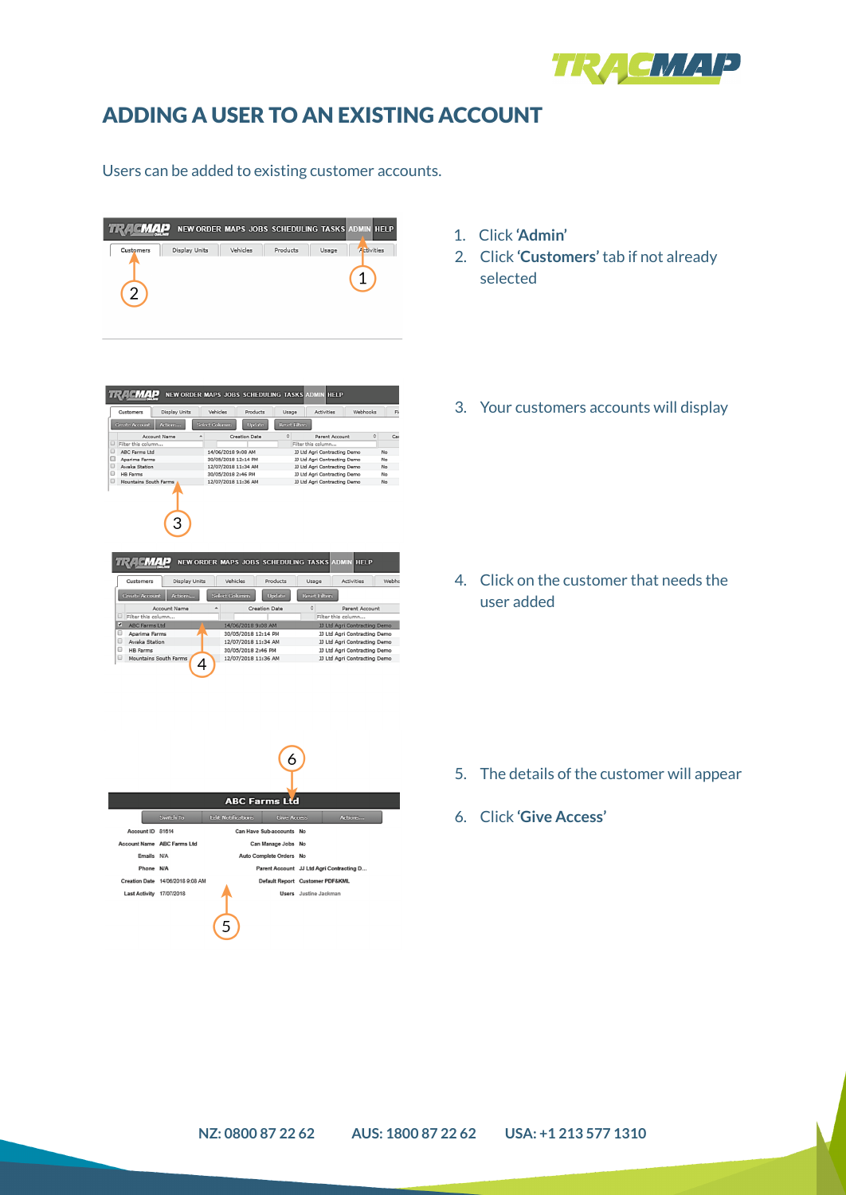# ADDING A USER TO AN EXISTING ACCOUNT

Users can be added to existing customer accounts.

1. Click **'Admin'**
2. Click **'Customers'** tab if not already selected
3. Your customers accounts will display
4. Click on the customer that needs the user added
5. The details of the customer will appear
6. Click **'Give Access'**

NZ: 0800 87 22 62 AUS: 1800 87 22 62 USA: +1 213 577 1310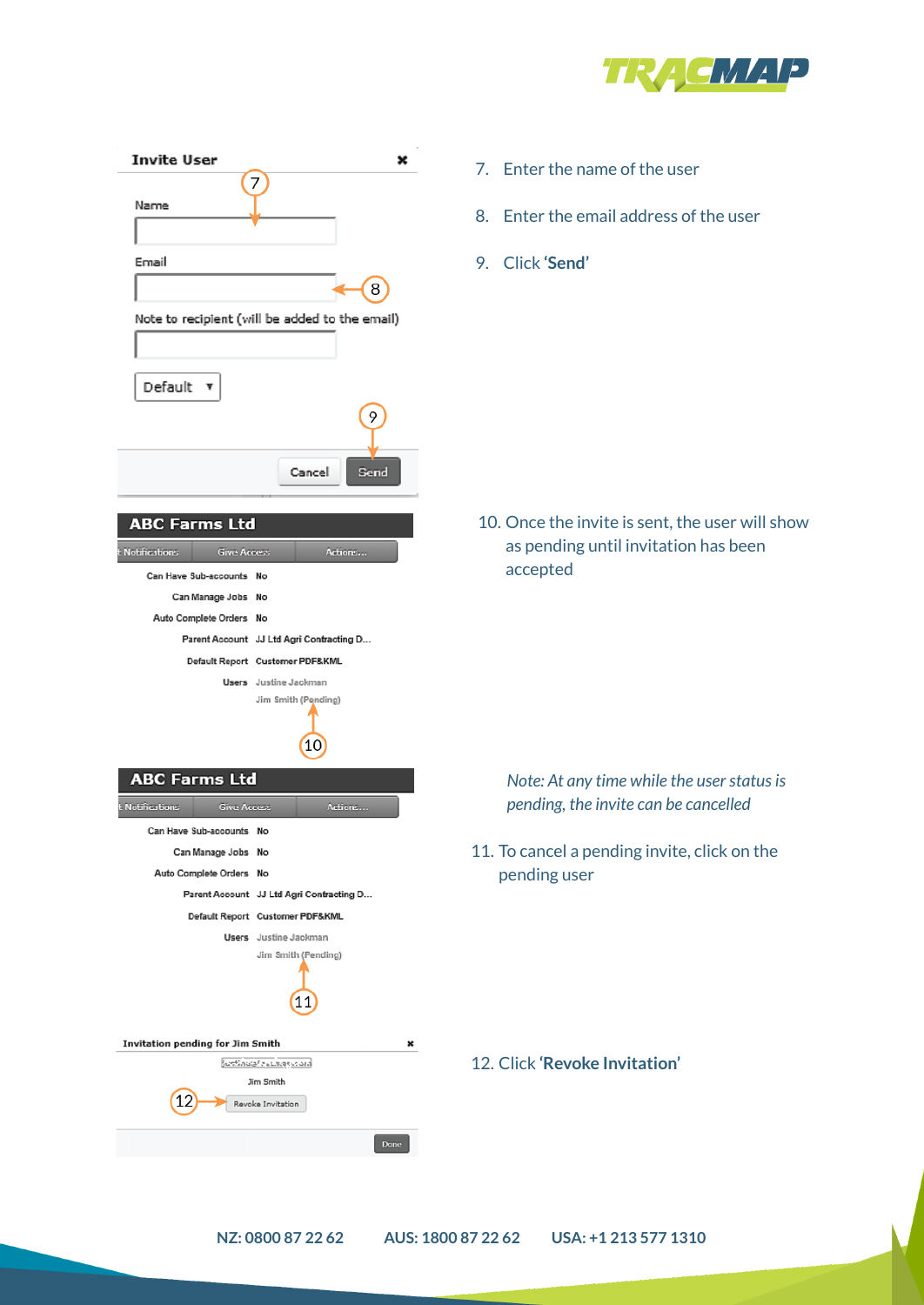7. Enter the name of the user

8. Enter the email address of the user

9. Click **'Send'**

10. Once the invite is sent, the user will show as pending until invitation has been accepted

*Note: At any time while the user status is pending, the invite can be cancelled*

11. To cancel a pending invite, click on the pending user

12. Click **'Revoke Invitation'**

NZ: 0800 87 22 62 AUS: 1800 87 22 62 USA: +1 213 577 1310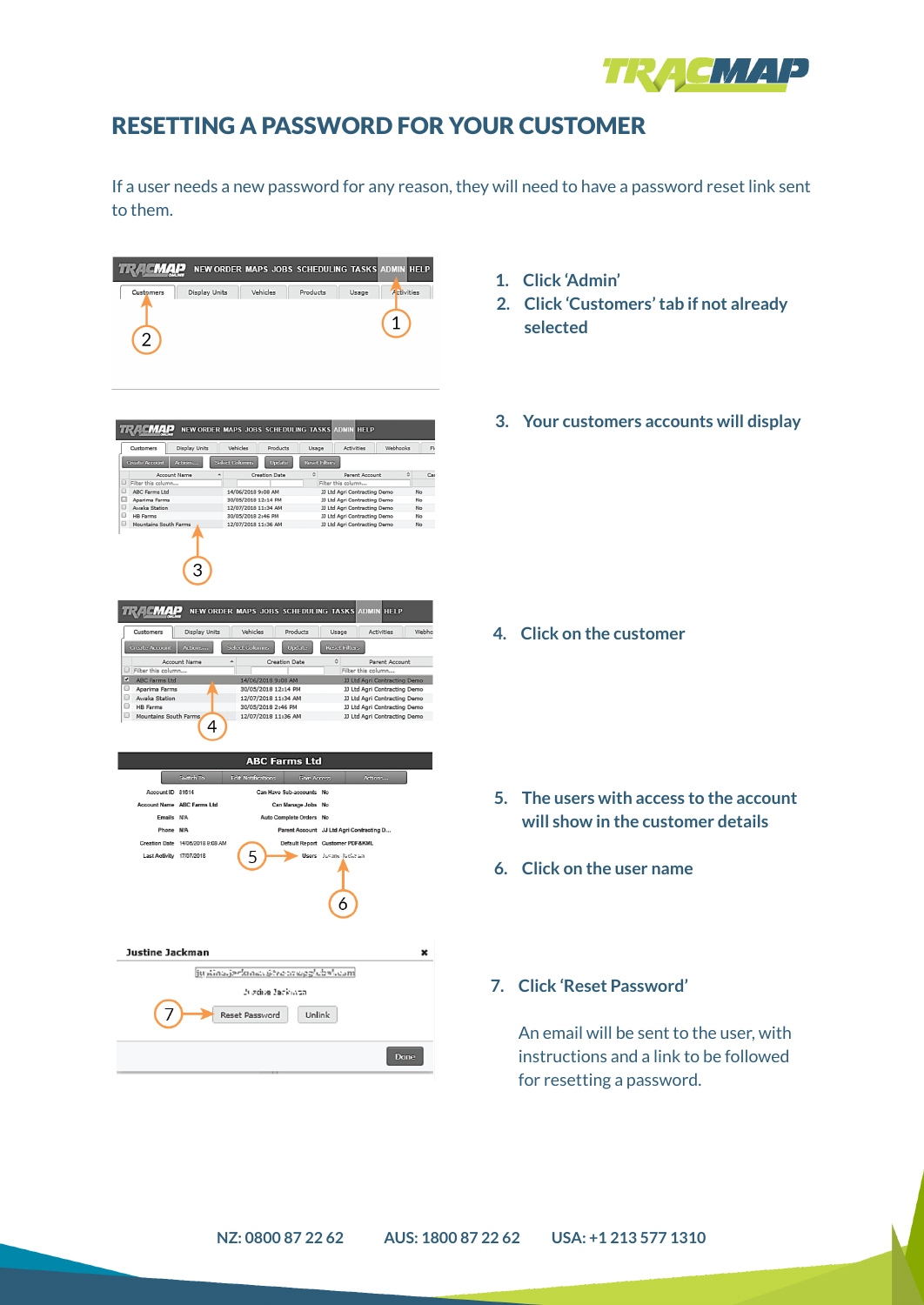# RESETTING A PASSWORD FOR YOUR CUSTOMER

If a user needs a new password for any reason, they will need to have a password reset link sent to them.

1. Click 'Admin'
2. Click 'Customers' tab if not already selected
3. Your customers accounts will display
4. Click on the customer
5. The users with access to the account will show in the customer details
6. Click on the user name
7. Click 'Reset Password'

   An email will be sent to the user, with instructions and a link to be followed for resetting a password.

NZ: 0800 87 22 62 AUS: 1800 87 22 62 USA: +1 213 577 1310